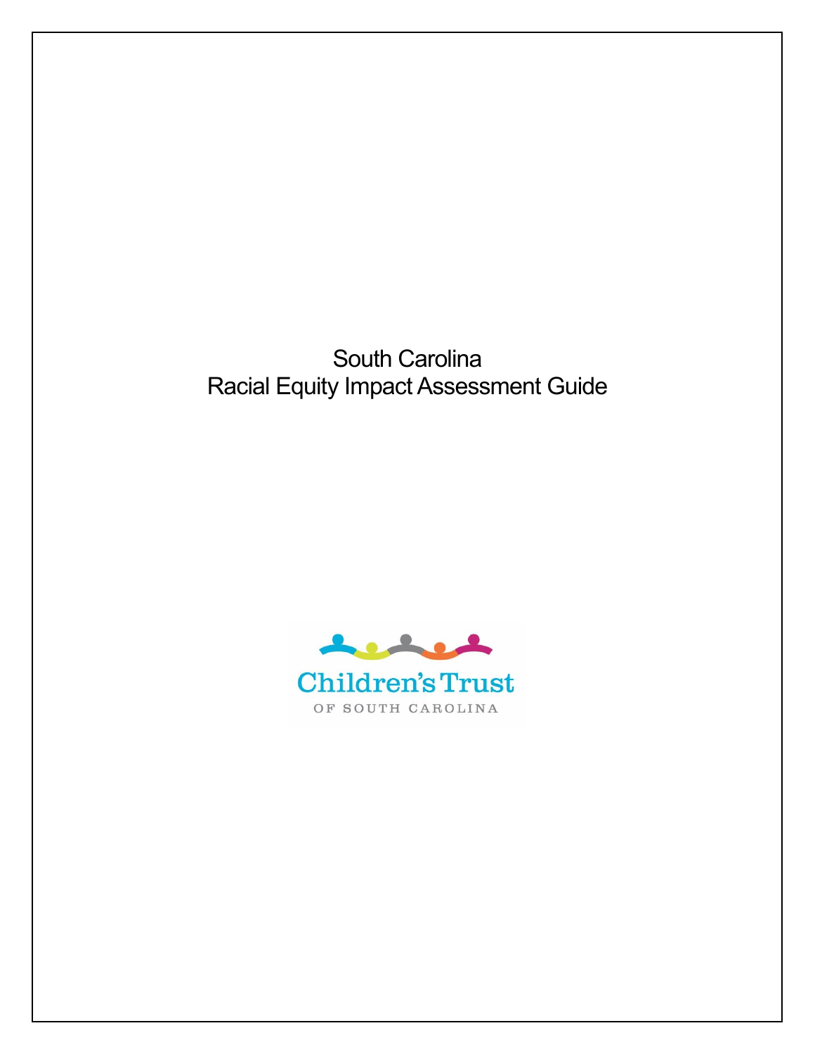# South Carolina
# Racial Equity Impact Assessment Guide

Children's Trust

OF SOUTH CAROLINA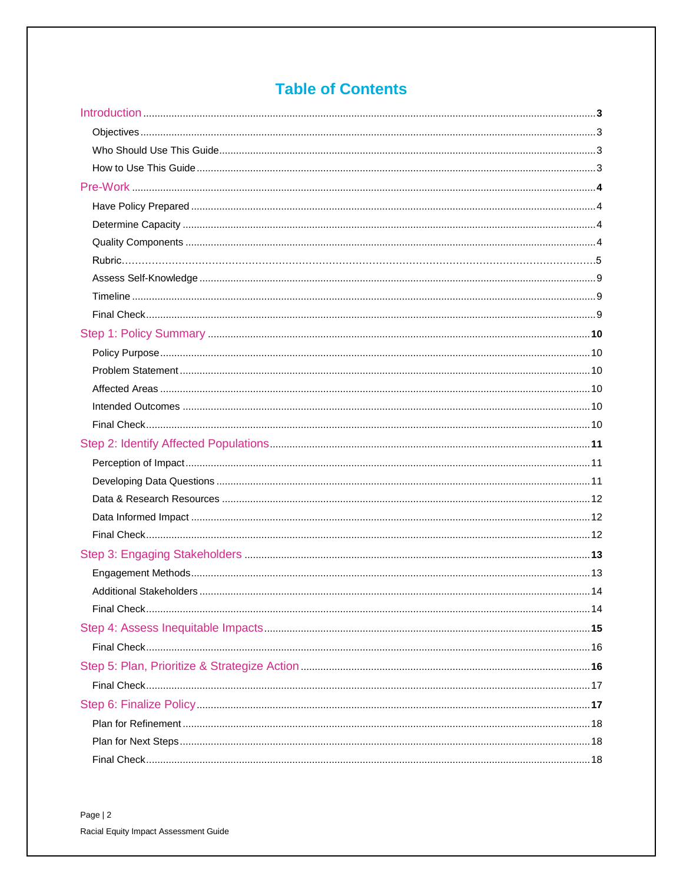# Table of Contents

**Introduction** ........ **3**

- Objectives ........ 3
- Who Should Use This Guide ........ 3
- How to Use This Guide ........ 3

**Pre-Work** ........ **4**

- Have Policy Prepared ........ 4
- Determine Capacity ........ 4
- Quality Components ........ 4
- Rubric ........ 5
- Assess Self-Knowledge ........ 9
- Timeline ........ 9
- Final Check ........ 9

**Step 1: Policy Summary** ........ **10**

- Policy Purpose ........ 10
- Problem Statement ........ 10
- Affected Areas ........ 10
- Intended Outcomes ........ 10
- Final Check ........ 10

**Step 2: Identify Affected Populations** ........ **11**

- Perception of Impact ........ 11
- Developing Data Questions ........ 11
- Data & Research Resources ........ 12
- Data Informed Impact ........ 12
- Final Check ........ 12

**Step 3: Engaging Stakeholders** ........ **13**

- Engagement Methods ........ 13
- Additional Stakeholders ........ 14
- Final Check ........ 14

**Step 4: Assess Inequitable Impacts** ........ **15**

- Final Check ........ 16

**Step 5: Plan, Prioritize & Strategize Action** ........ **16**

- Final Check ........ 17

**Step 6: Finalize Policy** ........ **17**

- Plan for Refinement ........ 18
- Plan for Next Steps ........ 18
- Final Check ........ 18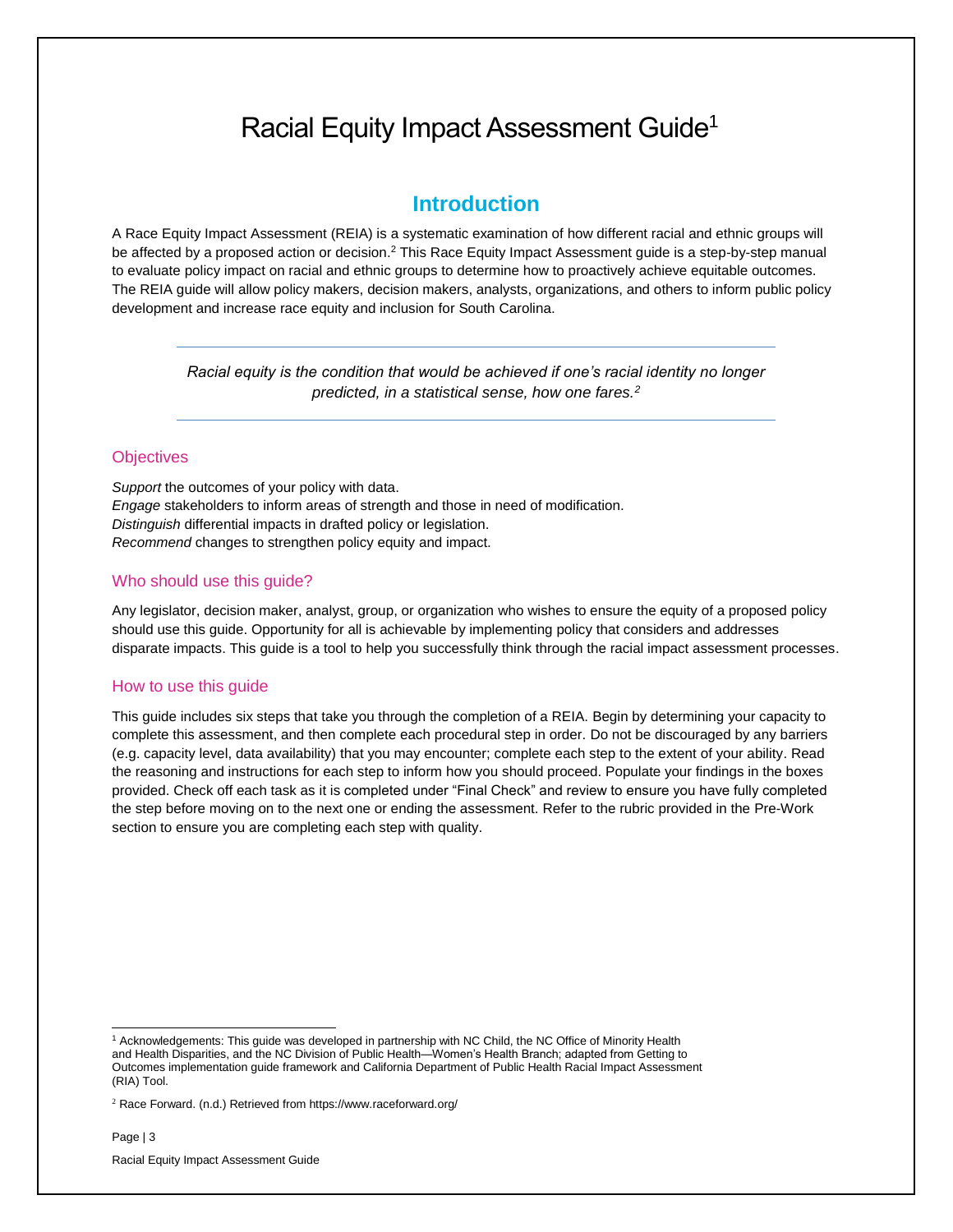# Racial Equity Impact Assessment Guide[1]

## Introduction

A Race Equity Impact Assessment (REIA) is a systematic examination of how different racial and ethnic groups will be affected by a proposed action or decision.[2] This Race Equity Impact Assessment guide is a step-by-step manual to evaluate policy impact on racial and ethnic groups to determine how to proactively achieve equitable outcomes. The REIA guide will allow policy makers, decision makers, analysts, organizations, and others to inform public policy development and increase race equity and inclusion for South Carolina.

---

*Racial equity is the condition that would be achieved if one's racial identity no longer predicted, in a statistical sense, how one fares.[2]*

---

### Objectives

*Support* the outcomes of your policy with data.
*Engage* stakeholders to inform areas of strength and those in need of modification.
*Distinguish* differential impacts in drafted policy or legislation.
*Recommend* changes to strengthen policy equity and impact.

### Who should use this guide?

Any legislator, decision maker, analyst, group, or organization who wishes to ensure the equity of a proposed policy should use this guide. Opportunity for all is achievable by implementing policy that considers and addresses disparate impacts. This guide is a tool to help you successfully think through the racial impact assessment processes.

### How to use this guide

This guide includes six steps that take you through the completion of a REIA. Begin by determining your capacity to complete this assessment, and then complete each procedural step in order. Do not be discouraged by any barriers (e.g. capacity level, data availability) that you may encounter; complete each step to the extent of your ability. Read the reasoning and instructions for each step to inform how you should proceed. Populate your findings in the boxes provided. Check off each task as it is completed under "Final Check" and review to ensure you have fully completed the step before moving on to the next one or ending the assessment. Refer to the rubric provided in the Pre-Work section to ensure you are completing each step with quality.

---

[1] Acknowledgements: This guide was developed in partnership with NC Child, the NC Office of Minority Health and Health Disparities, and the NC Division of Public Health—Women's Health Branch; adapted from Getting to Outcomes implementation guide framework and California Department of Public Health Racial Impact Assessment (RIA) Tool.

[2] Race Forward. (n.d.) Retrieved from https://www.raceforward.org/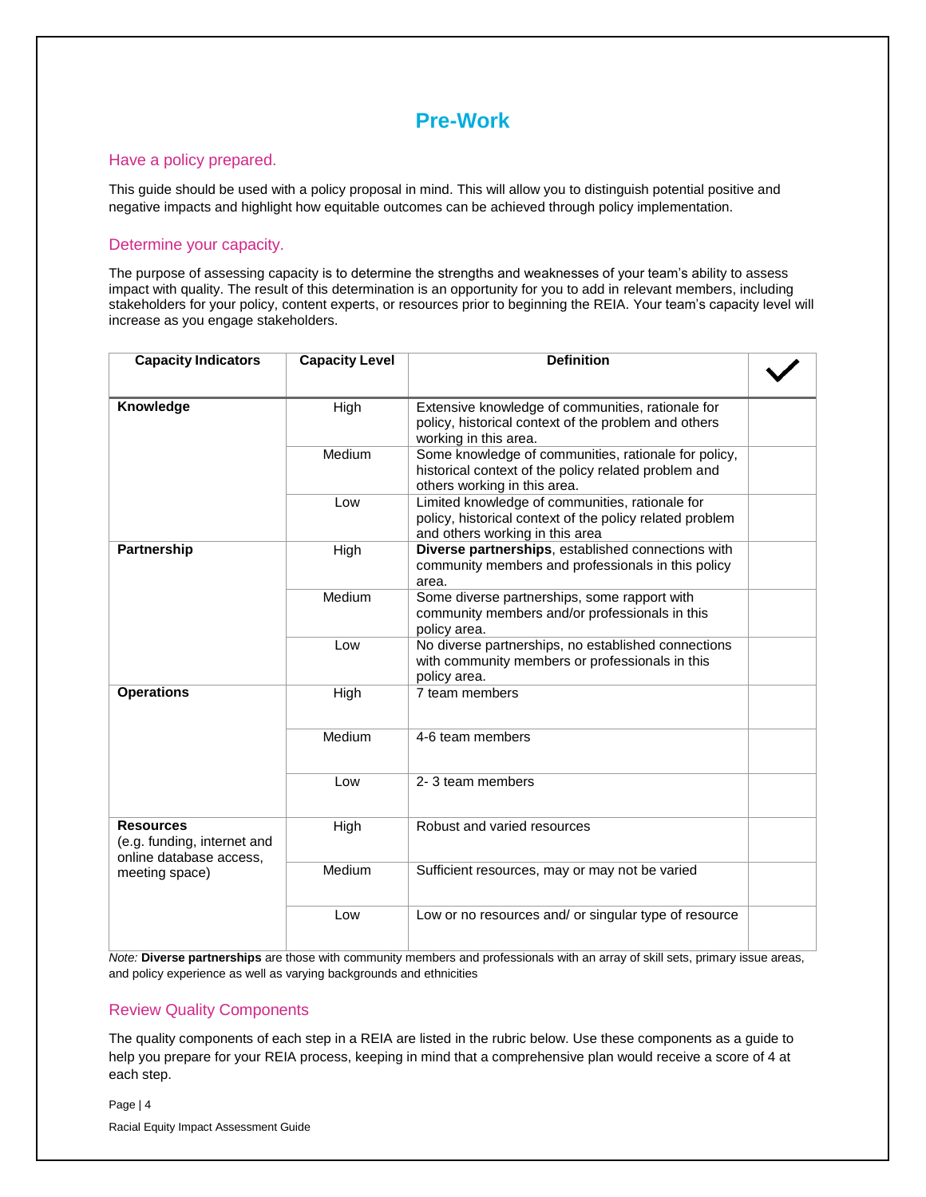# Pre-Work

## Have a policy prepared.

This guide should be used with a policy proposal in mind. This will allow you to distinguish potential positive and negative impacts and highlight how equitable outcomes can be achieved through policy implementation.

## Determine your capacity.

The purpose of assessing capacity is to determine the strengths and weaknesses of your team's ability to assess impact with quality. The result of this determination is an opportunity for you to add in relevant members, including stakeholders for your policy, content experts, or resources prior to beginning the REIA. Your team's capacity level will increase as you engage stakeholders.

| Capacity Indicators | Capacity Level | Definition | ✓ |
|---|---|---|---|
| **Knowledge** | High | Extensive knowledge of communities, rationale for policy, historical context of the problem and others working in this area. | |
| | Medium | Some knowledge of communities, rationale for policy, historical context of the policy related problem and others working in this area. | |
| | Low | Limited knowledge of communities, rationale for policy, historical context of the policy related problem and others working in this area | |
| **Partnership** | High | **Diverse partnerships**, established connections with community members and professionals in this policy area. | |
| | Medium | Some diverse partnerships, some rapport with community members and/or professionals in this policy area. | |
| | Low | No diverse partnerships, no established connections with community members or professionals in this policy area. | |
| **Operations** | High | 7 team members | |
| | Medium | 4-6 team members | |
| | Low | 2- 3 team members | |
| **Resources** (e.g. funding, internet and online database access, meeting space) | High | Robust and varied resources | |
| | Medium | Sufficient resources, may or may not be varied | |
| | Low | Low or no resources and/ or singular type of resource | |

*Note:* **Diverse partnerships** are those with community members and professionals with an array of skill sets, primary issue areas, and policy experience as well as varying backgrounds and ethnicities

## Review Quality Components

The quality components of each step in a REIA are listed in the rubric below. Use these components as a guide to help you prepare for your REIA process, keeping in mind that a comprehensive plan would receive a score of 4 at each step.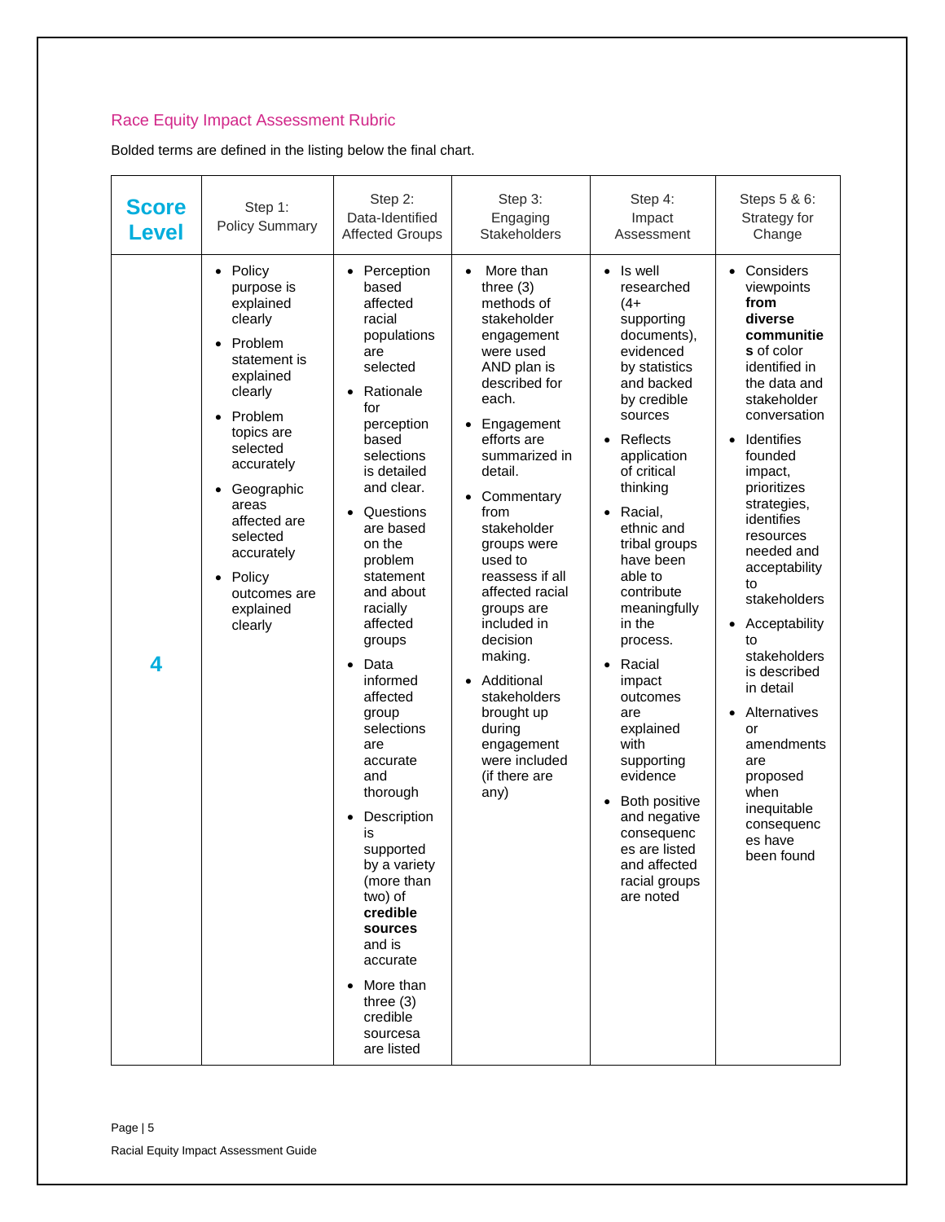## Race Equity Impact Assessment Rubric

Bolded terms are defined in the listing below the final chart.

| Score Level | Step 1: Policy Summary | Step 2: Data-Identified Affected Groups | Step 3: Engaging Stakeholders | Step 4: Impact Assessment | Steps 5 & 6: Strategy for Change |
|---|---|---|---|---|---|
| 4 | • Policy purpose is explained clearly<br>• Problem statement is explained clearly<br>• Problem topics are selected accurately<br>• Geographic areas affected are selected accurately<br>• Policy outcomes are explained clearly | • Perception based affected racial populations are selected<br>• Rationale for perception based selections is detailed and clear.<br>• Questions are based on the problem statement and about racially affected groups<br>• Data informed affected group selections are accurate and thorough<br>• Description is supported by a variety (more than two) of **credible sources** and is accurate<br>• More than three (3) credible sourcesa are listed | • More than three (3) methods of stakeholder engagement were used AND plan is described for each.<br>• Engagement efforts are summarized in detail.<br>• Commentary from stakeholder groups were used to reassess if all affected racial groups are included in decision making.<br>• Additional stakeholders brought up during engagement were included (if there are any) | • Is well researched (4+ supporting documents), evidenced by statistics and backed by credible sources<br>• Reflects application of critical thinking<br>• Racial, ethnic and tribal groups have been able to contribute meaningfully in the process.<br>• Racial impact outcomes are explained with supporting evidence<br>• Both positive and negative consequences are listed and affected racial groups are noted | • Considers viewpoints **from diverse communities** of color identified in the data and stakeholder conversation<br>• Identifies founded impact, prioritizes strategies, identifies resources needed and acceptability to stakeholders<br>• Acceptability to stakeholders is described in detail<br>• Alternatives or amendments are proposed when inequitable consequences have been found |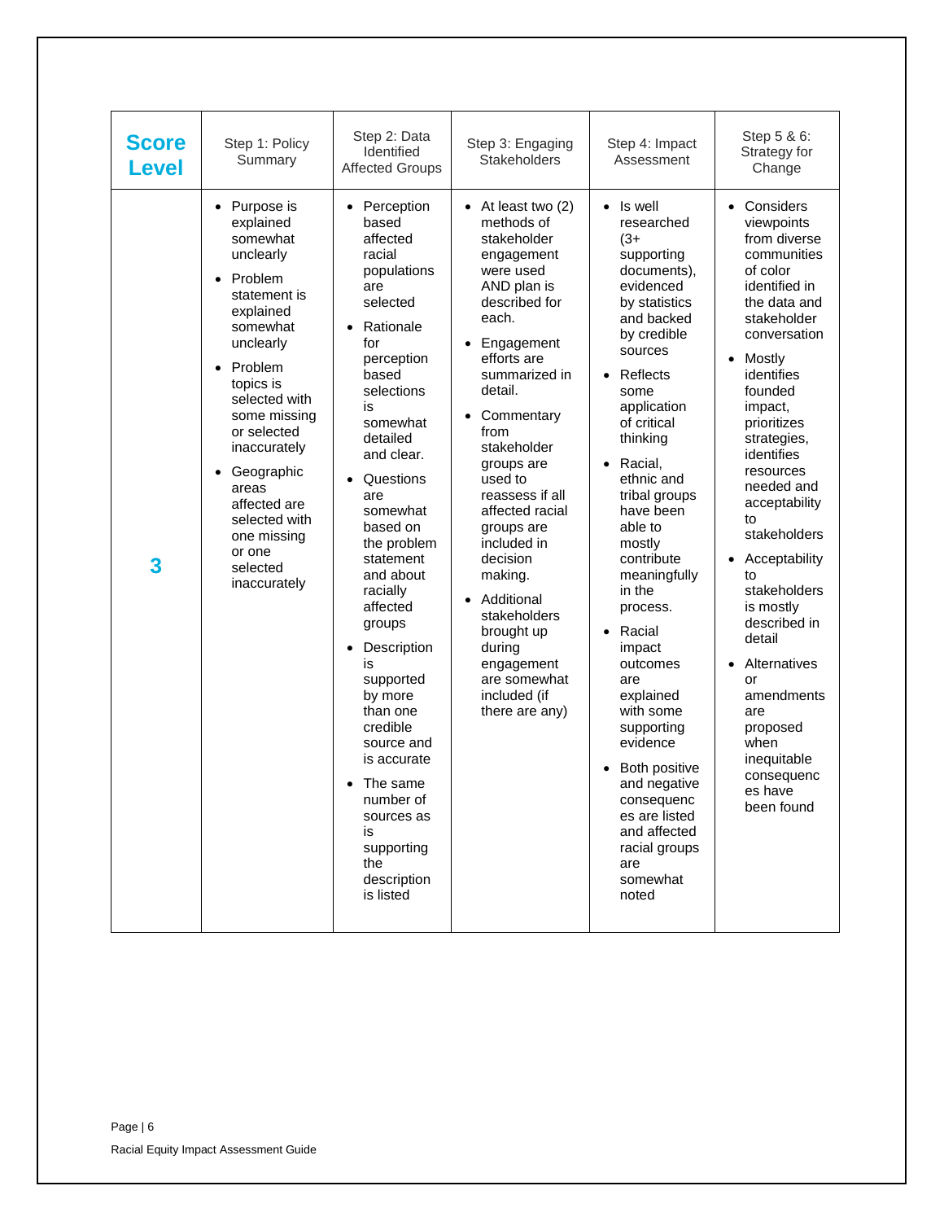| Score Level | Step 1: Policy Summary | Step 2: Data Identified Affected Groups | Step 3: Engaging Stakeholders | Step 4: Impact Assessment | Step 5 & 6: Strategy for Change |
|---|---|---|---|---|---|
| 3 | • Purpose is explained somewhat unclearly<br>• Problem statement is explained somewhat unclearly<br>• Problem topics is selected with some missing or selected inaccurately<br>• Geographic areas affected are selected with one missing or one selected inaccurately | • Perception based affected racial populations are selected<br>• Rationale for perception based selections is somewhat detailed and clear.<br>• Questions are somewhat based on the problem statement and about racially affected groups<br>• Description is supported by more than one credible source and is accurate<br>• The same number of sources as is supporting the description is listed | • At least two (2) methods of stakeholder engagement were used AND plan is described for each.<br>• Engagement efforts are summarized in detail.<br>• Commentary from stakeholder groups are used to reassess if all affected racial groups are included in decision making.<br>• Additional stakeholders brought up during engagement are somewhat included (if there are any) | • Is well researched (3+ supporting documents), evidenced by statistics and backed by credible sources<br>• Reflects some application of critical thinking<br>• Racial, ethnic and tribal groups have been able to mostly contribute meaningfully in the process.<br>• Racial impact outcomes are explained with some supporting evidence<br>• Both positive and negative consequences are listed and affected racial groups are somewhat noted | • Considers viewpoints from diverse communities of color identified in the data and stakeholder conversation<br>• Mostly identifies founded impact, prioritizes strategies, identifies resources needed and acceptability to stakeholders<br>• Acceptability to stakeholders is mostly described in detail<br>• Alternatives or amendments are proposed when inequitable consequences have been found |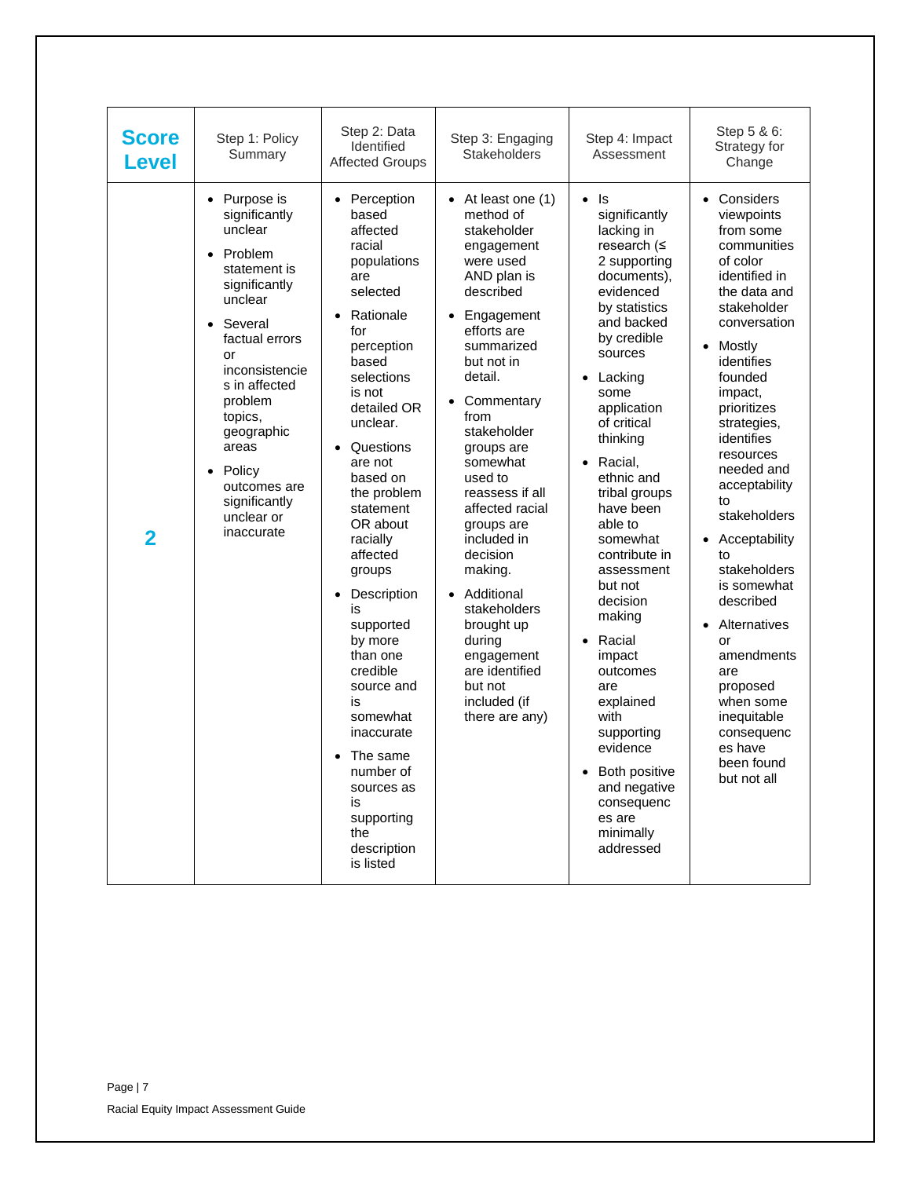| Score Level | Step 1: Policy Summary | Step 2: Data Identified Affected Groups | Step 3: Engaging Stakeholders | Step 4: Impact Assessment | Step 5 & 6: Strategy for Change |
|---|---|---|---|---|---|
| 2 | • Purpose is significantly unclear<br>• Problem statement is significantly unclear<br>• Several factual errors or inconsistencies in affected problem topics, geographic areas<br>• Policy outcomes are significantly unclear or inaccurate | • Perception based affected racial populations are selected<br>• Rationale for perception based selections is not detailed OR unclear.<br>• Questions are not based on the problem statement OR about racially affected groups<br>• Description is supported by more than one credible source and is somewhat inaccurate<br>• The same number of sources as is supporting the description is listed | • At least one (1) method of stakeholder engagement were used AND plan is described<br>• Engagement efforts are summarized but not in detail.<br>• Commentary from stakeholder groups are somewhat used to reassess if all affected racial groups are included in decision making.<br>• Additional stakeholders brought up during engagement are identified but not included (if there are any) | • Is significantly lacking in research (≤ 2 supporting documents), evidenced by statistics and backed by credible sources<br>• Lacking some application of critical thinking<br>• Racial, ethnic and tribal groups have been able to somewhat contribute in assessment but not decision making<br>• Racial impact outcomes are explained with supporting evidence<br>• Both positive and negative consequences are minimally addressed | • Considers viewpoints from some communities of color identified in the data and stakeholder conversation<br>• Mostly identifies founded impact, prioritizes strategies, identifies resources needed and acceptability to stakeholders<br>• Acceptability to stakeholders is somewhat described<br>• Alternatives or amendments are proposed when some inequitable consequences have been found but not all |

Racial Equity Impact Assessment Guide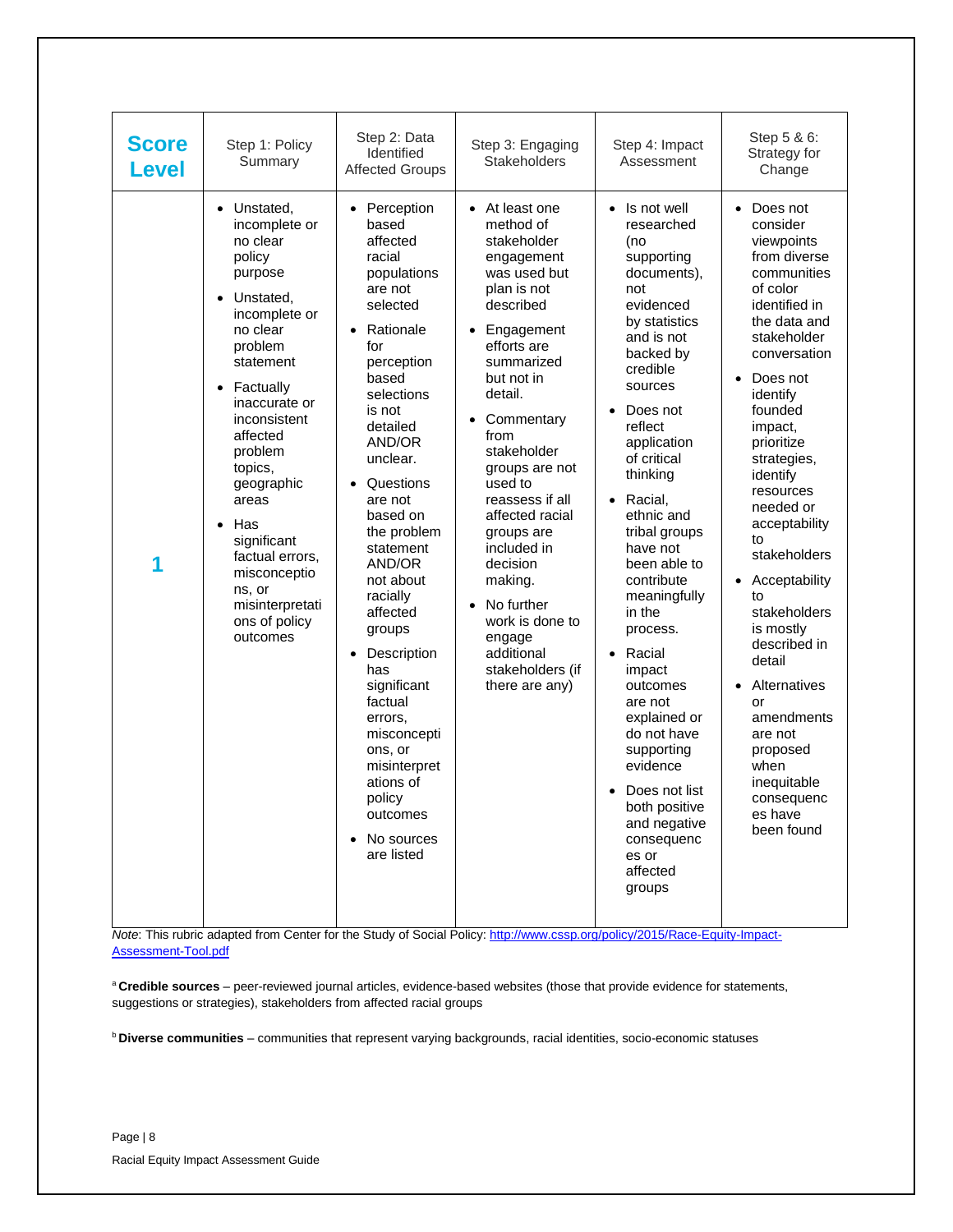| Score Level | Step 1: Policy Summary | Step 2: Data Identified Affected Groups | Step 3: Engaging Stakeholders | Step 4: Impact Assessment | Step 5 & 6: Strategy for Change |
|---|---|---|---|---|---|
| **1** | • Unstated, incomplete or no clear policy purpose<br>• Unstated, incomplete or no clear problem statement<br>• Factually inaccurate or inconsistent affected problem topics, geographic areas<br>• Has significant factual errors, misconceptions, or misinterpretations of policy outcomes | • Perception based affected racial populations are not selected<br>• Rationale for perception based selections is not detailed AND/OR unclear.<br>• Questions are not based on the problem statement AND/OR not about racially affected groups<br>• Description has significant factual errors, misconceptions, or misinterpretations of policy outcomes<br>• No sources are listed | • At least one method of stakeholder engagement was used but plan is not described<br>• Engagement efforts are summarized but not in detail.<br>• Commentary from stakeholder groups are not used to reassess if all affected racial groups are included in decision making.<br>• No further work is done to engage additional stakeholders (if there are any) | • Is not well researched (no supporting documents), not evidenced by statistics and is not backed by credible sources<br>• Does not reflect application of critical thinking<br>• Racial, ethnic and tribal groups have not been able to contribute meaningfully in the process.<br>• Racial impact outcomes are not explained or do not have supporting evidence<br>• Does not list both positive and negative consequences or affected groups | • Does not consider viewpoints from diverse communities of color identified in the data and stakeholder conversation<br>• Does not identify founded impact, prioritize strategies, identify resources needed or acceptability to stakeholders<br>• Acceptability to stakeholders is mostly described in detail<br>• Alternatives or amendments are not proposed when inequitable consequences have been found |

*Note*: This rubric adapted from Center for the Study of Social Policy: http://www.cssp.org/policy/2015/Race-Equity-Impact-Assessment-Tool.pdf

[a] **Credible sources** – peer-reviewed journal articles, evidence-based websites (those that provide evidence for statements, suggestions or strategies), stakeholders from affected racial groups

[b] **Diverse communities** – communities that represent varying backgrounds, racial identities, socio-economic statuses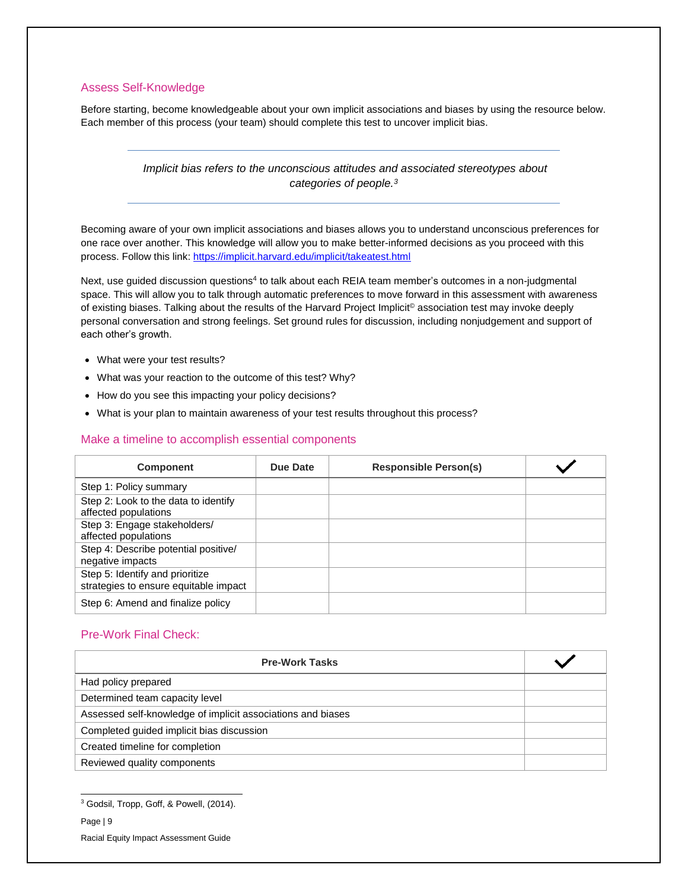## Assess Self-Knowledge

Before starting, become knowledgeable about your own implicit associations and biases by using the resource below. Each member of this process (your team) should complete this test to uncover implicit bias.

---

*Implicit bias refers to the unconscious attitudes and associated stereotypes about categories of people.*[3]

---

Becoming aware of your own implicit associations and biases allows you to understand unconscious preferences for one race over another. This knowledge will allow you to make better-informed decisions as you proceed with this process. Follow this link: https://implicit.harvard.edu/implicit/takeatest.html

Next, use guided discussion questions[4] to talk about each REIA team member's outcomes in a non-judgmental space. This will allow you to talk through automatic preferences to move forward in this assessment with awareness of existing biases. Talking about the results of the Harvard Project Implicit© association test may invoke deeply personal conversation and strong feelings. Set ground rules for discussion, including nonjudgement and support of each other's growth.

- What were your test results?
- What was your reaction to the outcome of this test? Why?
- How do you see this impacting your policy decisions?
- What is your plan to maintain awareness of your test results throughout this process?

## Make a timeline to accomplish essential components

| Component | Due Date | Responsible Person(s) | ✓ |
|---|---|---|---|
| Step 1: Policy summary | | | |
| Step 2: Look to the data to identify affected populations | | | |
| Step 3: Engage stakeholders/ affected populations | | | |
| Step 4: Describe potential positive/ negative impacts | | | |
| Step 5: Identify and prioritize strategies to ensure equitable impact | | | |
| Step 6: Amend and finalize policy | | | |

## Pre-Work Final Check:

| Pre-Work Tasks | ✓ |
|---|---|
| Had policy prepared | |
| Determined team capacity level | |
| Assessed self-knowledge of implicit associations and biases | |
| Completed guided implicit bias discussion | |
| Created timeline for completion | |
| Reviewed quality components | |

---

[3] Godsil, Tropp, Goff, & Powell, (2014).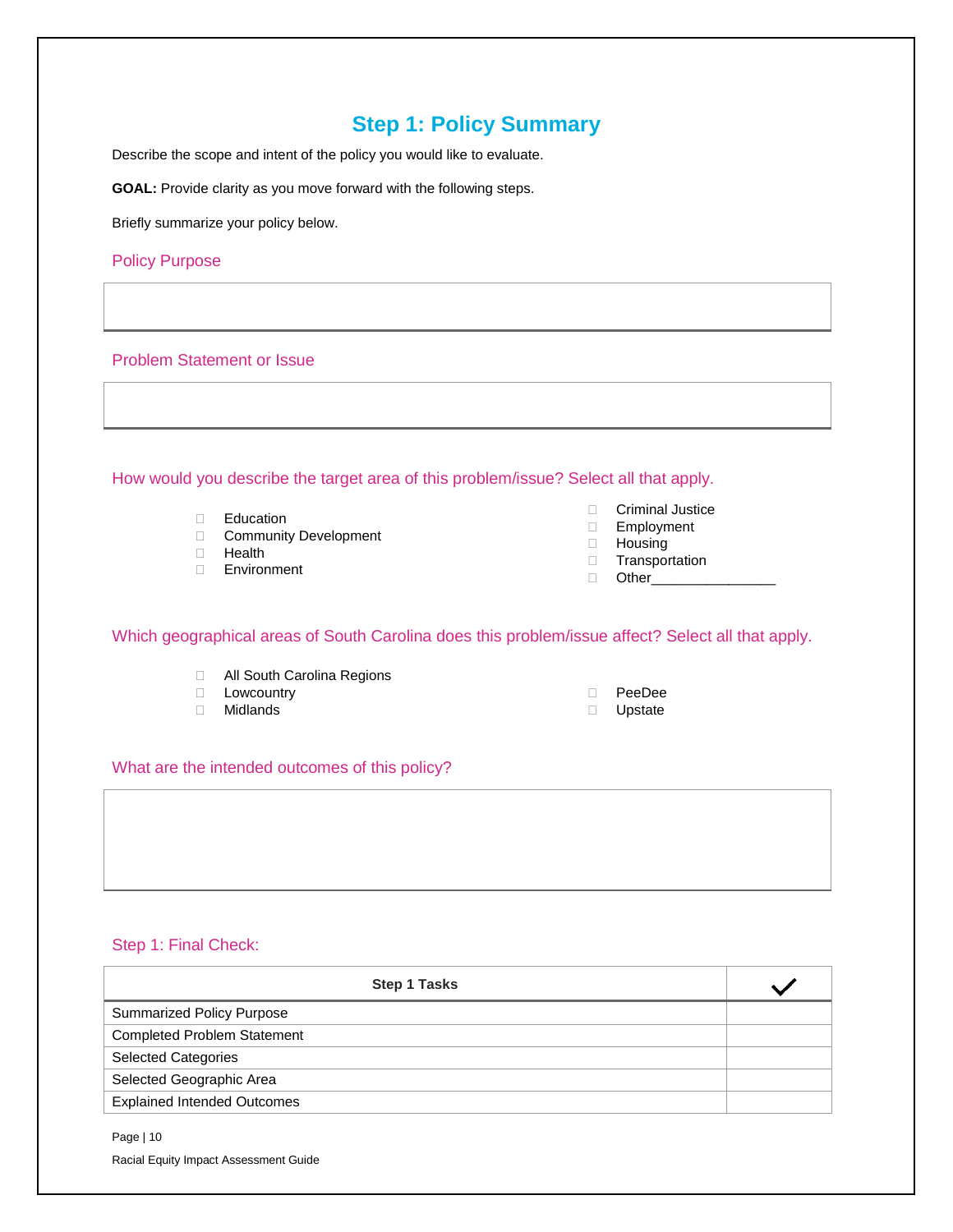# Step 1: Policy Summary

Describe the scope and intent of the policy you would like to evaluate.

**GOAL:** Provide clarity as you move forward with the following steps.

Briefly summarize your policy below.

## Policy Purpose

## Problem Statement or Issue

## How would you describe the target area of this problem/issue? Select all that apply.

- ☐ Education
- ☐ Community Development
- ☐ Health
- ☐ Environment
- ☐ Criminal Justice
- ☐ Employment
- ☐ Housing
- ☐ Transportation
- ☐ Other_______________

## Which geographical areas of South Carolina does this problem/issue affect? Select all that apply.

- ☐ All South Carolina Regions
- ☐ Lowcountry
- ☐ Midlands
- ☐ PeeDee
- ☐ Upstate

## What are the intended outcomes of this policy?

## Step 1: Final Check:

| Step 1 Tasks | ✓ |
|---|---|
| Summarized Policy Purpose | |
| Completed Problem Statement | |
| Selected Categories | |
| Selected Geographic Area | |
| Explained Intended Outcomes | |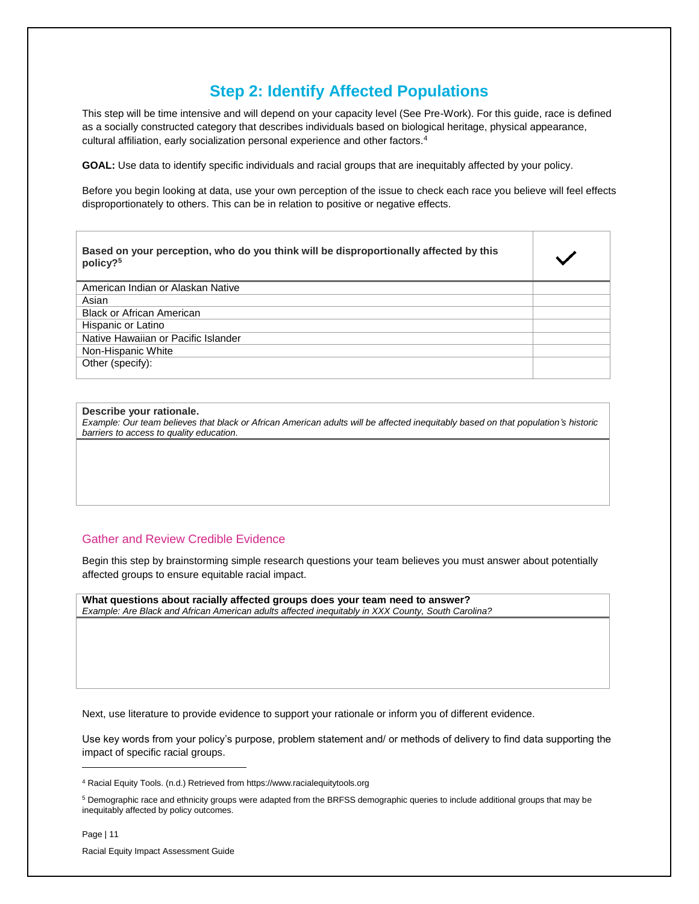# Step 2: Identify Affected Populations

This step will be time intensive and will depend on your capacity level (See Pre-Work). For this guide, race is defined as a socially constructed category that describes individuals based on biological heritage, physical appearance, cultural affiliation, early socialization personal experience and other factors.[4]

**GOAL:** Use data to identify specific individuals and racial groups that are inequitably affected by your policy.

Before you begin looking at data, use your own perception of the issue to check each race you believe will feel effects disproportionately to others. This can be in relation to positive or negative effects.

| **Based on your perception, who do you think will be disproportionally affected by this policy?**[5] | ✓ |
|---|---|
| American Indian or Alaskan Native | |
| Asian | |
| Black or African American | |
| Hispanic or Latino | |
| Native Hawaiian or Pacific Islander | |
| Non-Hispanic White | |
| Other (specify): | |

| **Describe your rationale.** *Example: Our team believes that black or African American adults will be affected inequitably based on that population's historic barriers to access to quality education.* |
|---|
| |

## Gather and Review Credible Evidence

Begin this step by brainstorming simple research questions your team believes you must answer about potentially affected groups to ensure equitable racial impact.

| **What questions about racially affected groups does your team need to answer?** *Example: Are Black and African American adults affected inequitably in XXX County, South Carolina?* |
|---|
| |

Next, use literature to provide evidence to support your rationale or inform you of different evidence.

Use key words from your policy's purpose, problem statement and/ or methods of delivery to find data supporting the impact of specific racial groups.

---

[4] Racial Equity Tools. (n.d.) Retrieved from https://www.racialequitytools.org

[5] Demographic race and ethnicity groups were adapted from the BRFSS demographic queries to include additional groups that may be inequitably affected by policy outcomes.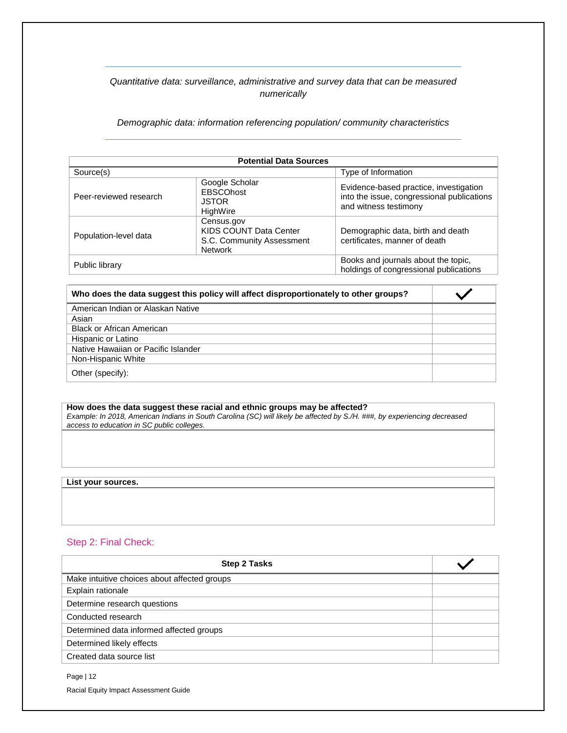*Quantitative data: surveillance, administrative and survey data that can be measured numerically*

*Demographic data: information referencing population/ community characteristics*

| **Potential Data Sources** | | |
|---|---|---|
| Source(s) | | Type of Information |
| Peer-reviewed research | Google Scholar<br>EBSCOhost<br>JSTOR<br>HighWire | Evidence-based practice, investigation into the issue, congressional publications and witness testimony |
| Population-level data | Census.gov<br>KIDS COUNT Data Center<br>S.C. Community Assessment Network | Demographic data, birth and death certificates, manner of death |
| Public library | | Books and journals about the topic, holdings of congressional publications |

| **Who does the data suggest this policy will affect disproportionately to other groups?** | ✓ |
|---|---|
| American Indian or Alaskan Native | |
| Asian | |
| Black or African American | |
| Hispanic or Latino | |
| Native Hawaiian or Pacific Islander | |
| Non-Hispanic White | |
| Other (specify): | |

| **How does the data suggest these racial and ethnic groups may be affected?**<br>*Example: In 2018, American Indians in South Carolina (SC) will likely be affected by S./H. ###, by experiencing decreased access to education in SC public colleges.* |
|---|
| |

| **List your sources.** |
|---|
| |

## Step 2: Final Check:

| **Step 2 Tasks** | ✓ |
|---|---|
| Make intuitive choices about affected groups | |
| Explain rationale | |
| Determine research questions | |
| Conducted research | |
| Determined data informed affected groups | |
| Determined likely effects | |
| Created data source list | |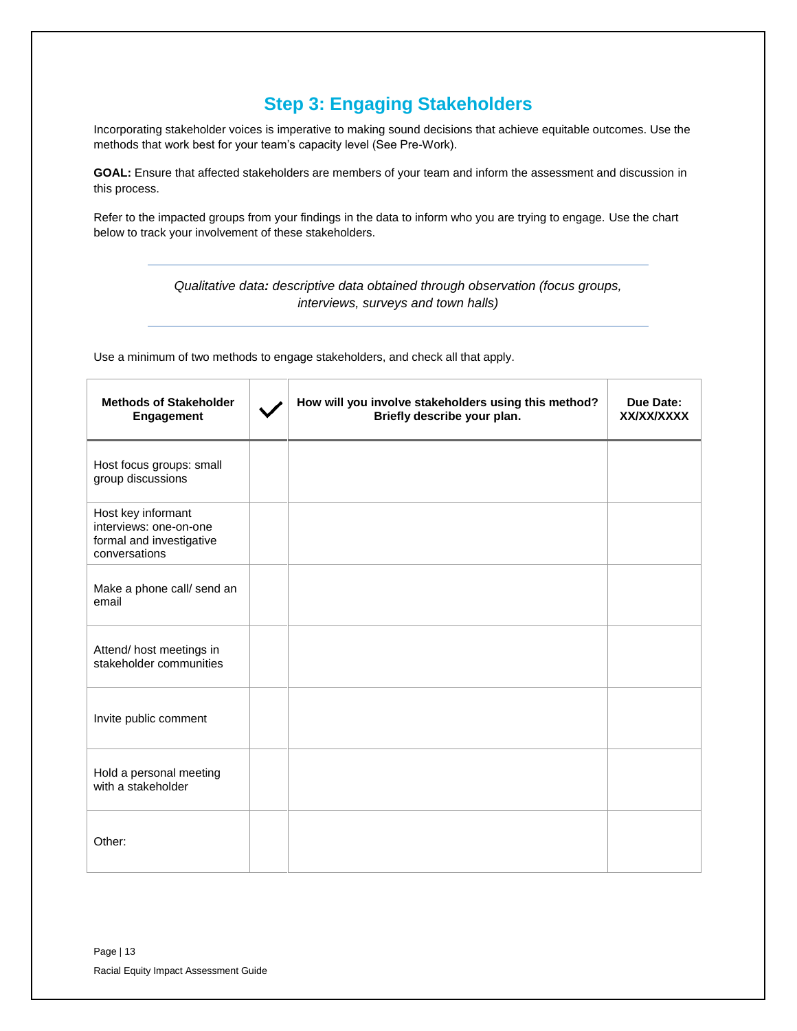## Step 3: Engaging Stakeholders

Incorporating stakeholder voices is imperative to making sound decisions that achieve equitable outcomes. Use the methods that work best for your team's capacity level (See Pre-Work).

**GOAL:** Ensure that affected stakeholders are members of your team and inform the assessment and discussion in this process.

Refer to the impacted groups from your findings in the data to inform who you are trying to engage. Use the chart below to track your involvement of these stakeholders.

---

*Qualitative data**:** descriptive data obtained through observation (focus groups, interviews, surveys and town halls)*

---

Use a minimum of two methods to engage stakeholders, and check all that apply.

| Methods of Stakeholder Engagement | ✓ | How will you involve stakeholders using this method? Briefly describe your plan. | Due Date: XX/XX/XXXX |
| --- | --- | --- | --- |
| Host focus groups: small group discussions | | | |
| Host key informant interviews: one-on-one formal and investigative conversations | | | |
| Make a phone call/ send an email | | | |
| Attend/ host meetings in stakeholder communities | | | |
| Invite public comment | | | |
| Hold a personal meeting with a stakeholder | | | |
| Other: | | | |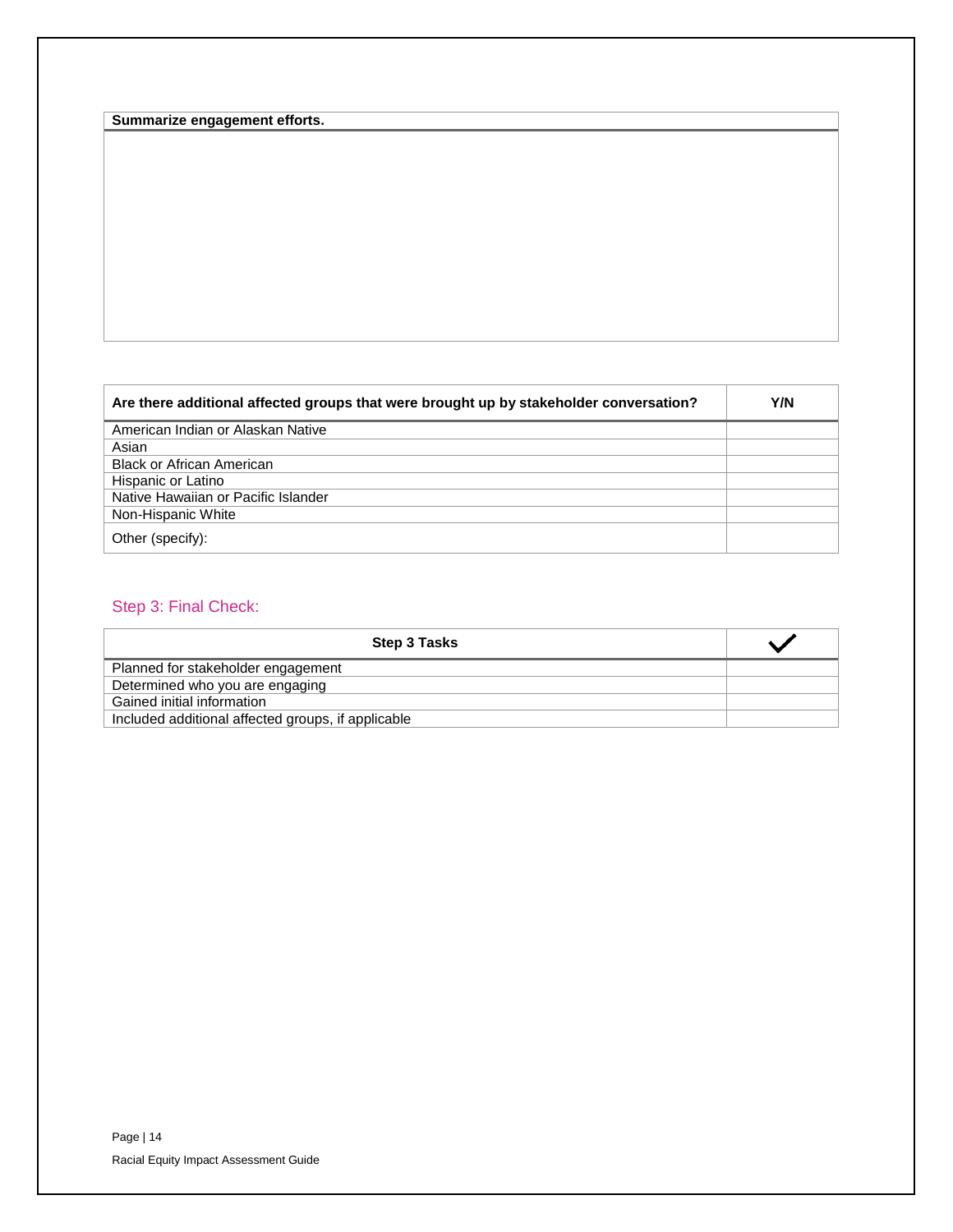| Summarize engagement efforts. |
| --- |
| |

| Are there additional affected groups that were brought up by stakeholder conversation? | Y/N |
| --- | --- |
| American Indian or Alaskan Native | |
| Asian | |
| Black or African American | |
| Hispanic or Latino | |
| Native Hawaiian or Pacific Islander | |
| Non-Hispanic White | |
| Other (specify): | |

## Step 3: Final Check:

| Step 3 Tasks | ✓ |
| --- | --- |
| Planned for stakeholder engagement | |
| Determined who you are engaging | |
| Gained initial information | |
| Included additional affected groups, if applicable | |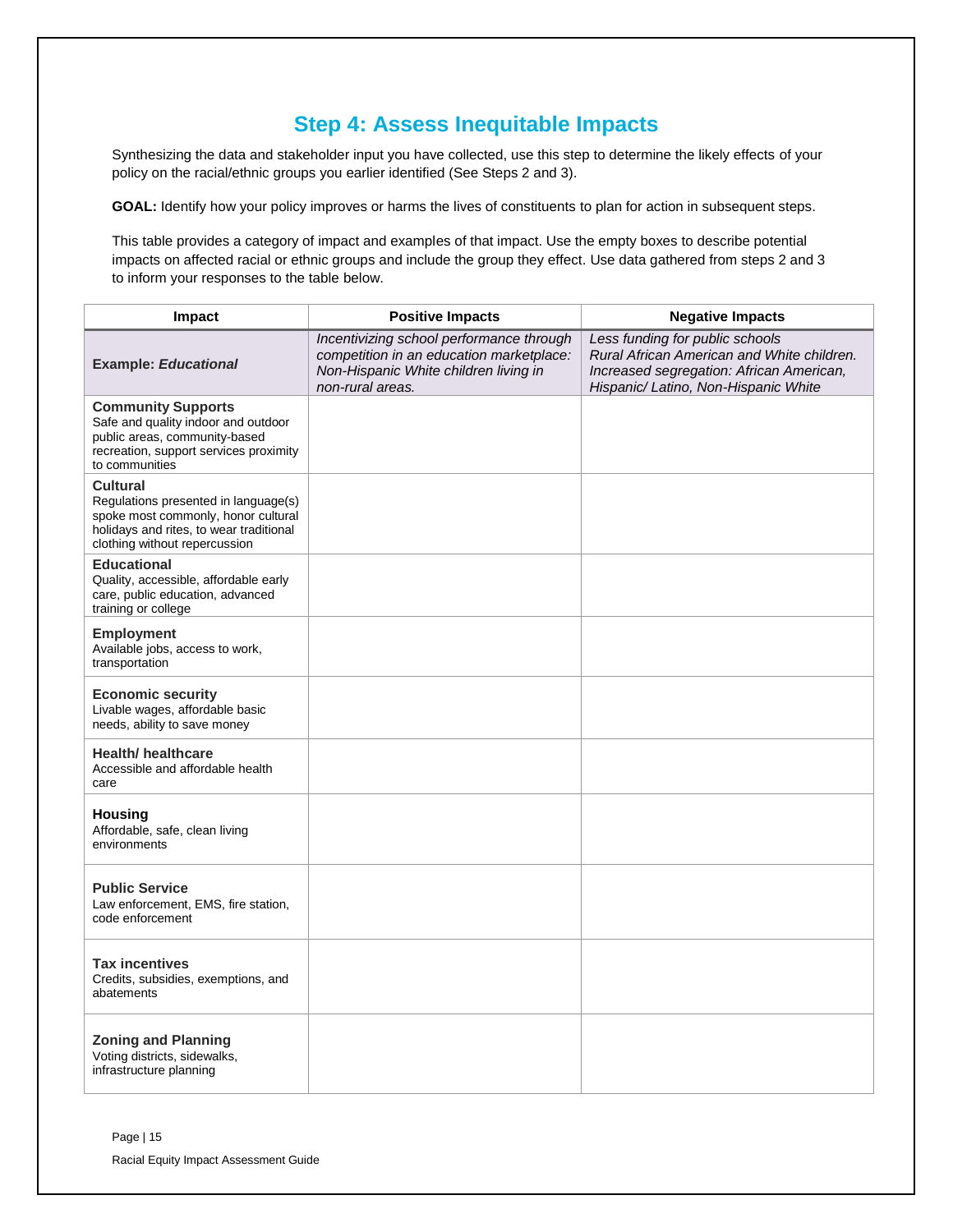## Step 4: Assess Inequitable Impacts

Synthesizing the data and stakeholder input you have collected, use this step to determine the likely effects of your policy on the racial/ethnic groups you earlier identified (See Steps 2 and 3).

**GOAL:** Identify how your policy improves or harms the lives of constituents to plan for action in subsequent steps.

This table provides a category of impact and examples of that impact. Use the empty boxes to describe potential impacts on affected racial or ethnic groups and include the group they effect. Use data gathered from steps 2 and 3 to inform your responses to the table below.

| Impact | Positive Impacts | Negative Impacts |
|---|---|---|
| **Example: *Educational*** | *Incentivizing school performance through competition in an education marketplace: Non-Hispanic White children living in non-rural areas.* | *Less funding for public schools Rural African American and White children. Increased segregation: African American, Hispanic/ Latino, Non-Hispanic White* |
| **Community Supports** Safe and quality indoor and outdoor public areas, community-based recreation, support services proximity to communities | | |
| **Cultural** Regulations presented in language(s) spoke most commonly, honor cultural holidays and rites, to wear traditional clothing without repercussion | | |
| **Educational** Quality, accessible, affordable early care, public education, advanced training or college | | |
| **Employment** Available jobs, access to work, transportation | | |
| **Economic security** Livable wages, affordable basic needs, ability to save money | | |
| **Health/ healthcare** Accessible and affordable health care | | |
| **Housing** Affordable, safe, clean living environments | | |
| **Public Service** Law enforcement, EMS, fire station, code enforcement | | |
| **Tax incentives** Credits, subsidies, exemptions, and abatements | | |
| **Zoning and Planning** Voting districts, sidewalks, infrastructure planning | | |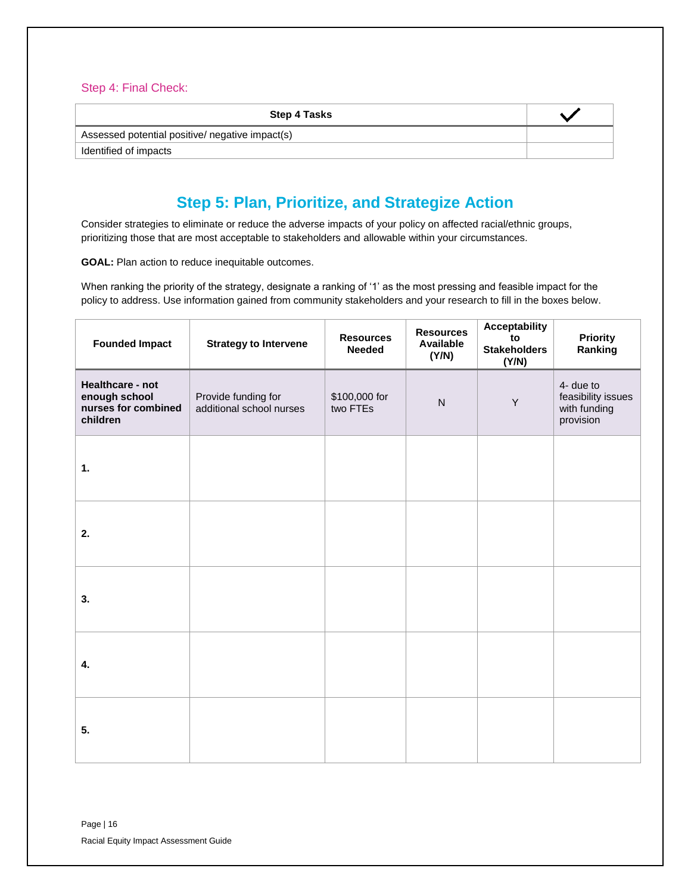Step 4: Final Check:

| Step 4 Tasks | ✓ |
| --- | --- |
| Assessed potential positive/ negative impact(s) | |
| Identified of impacts | |

## Step 5: Plan, Prioritize, and Strategize Action

Consider strategies to eliminate or reduce the adverse impacts of your policy on affected racial/ethnic groups, prioritizing those that are most acceptable to stakeholders and allowable within your circumstances.

**GOAL:** Plan action to reduce inequitable outcomes.

When ranking the priority of the strategy, designate a ranking of '1' as the most pressing and feasible impact for the policy to address. Use information gained from community stakeholders and your research to fill in the boxes below.

| Founded Impact | Strategy to Intervene | Resources Needed | Resources Available (Y/N) | Acceptability to Stakeholders (Y/N) | Priority Ranking |
| --- | --- | --- | --- | --- | --- |
| **Healthcare - not enough school nurses for combined children** | Provide funding for additional school nurses | $100,000 for two FTEs | N | Y | 4- due to feasibility issues with funding provision |
| **1.** | | | | | |
| **2.** | | | | | |
| **3.** | | | | | |
| **4.** | | | | | |
| **5.** | | | | | |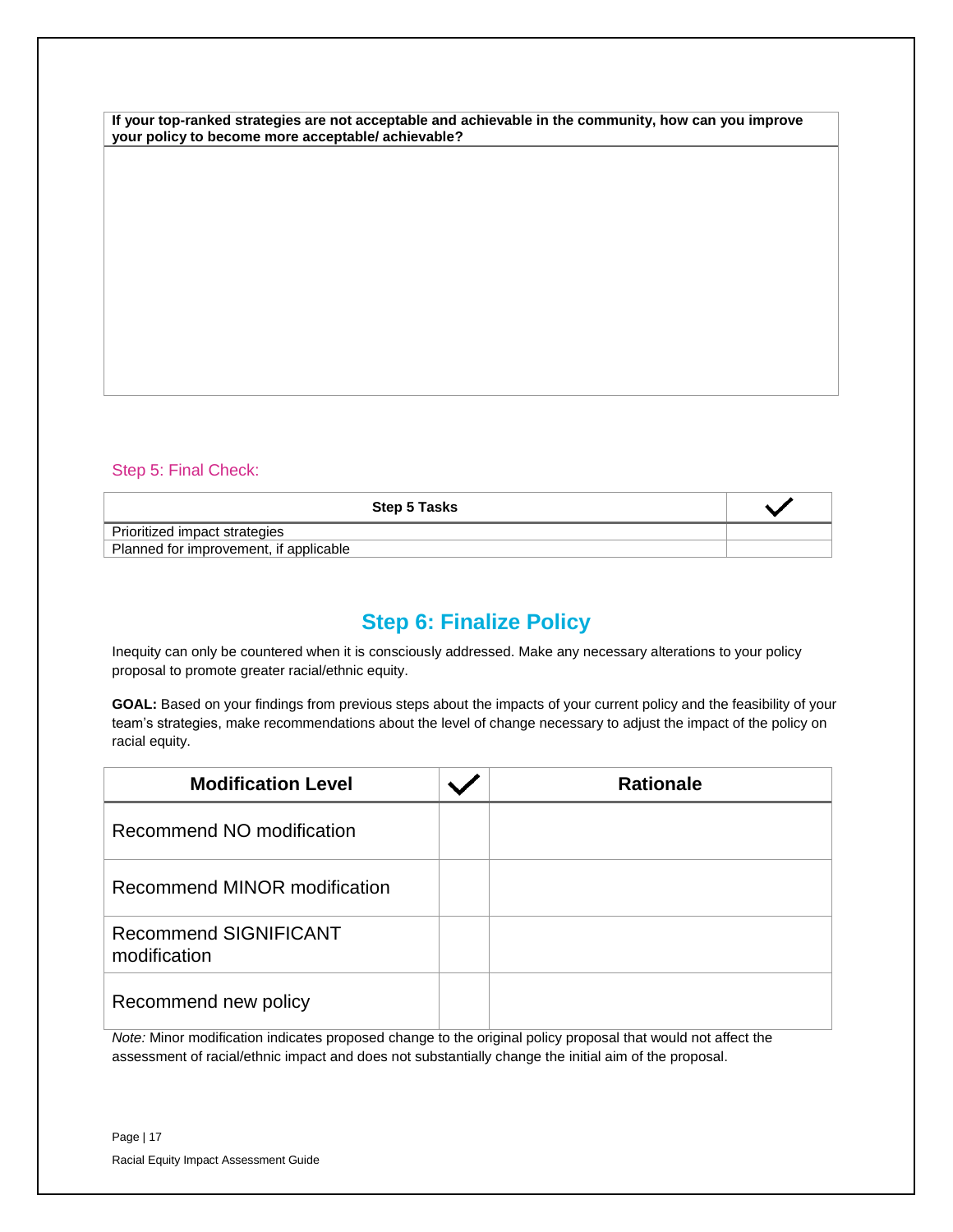| If your top-ranked strategies are not acceptable and achievable in the community, how can you improve your policy to become more acceptable/ achievable? |
| --- |
| |

## Step 5: Final Check:

| Step 5 Tasks | ✓ |
| --- | --- |
| Prioritized impact strategies | |
| Planned for improvement, if applicable | |

# Step 6: Finalize Policy

Inequity can only be countered when it is consciously addressed. Make any necessary alterations to your policy proposal to promote greater racial/ethnic equity.

**GOAL:** Based on your findings from previous steps about the impacts of your current policy and the feasibility of your team's strategies, make recommendations about the level of change necessary to adjust the impact of the policy on racial equity.

| Modification Level | ✓ | Rationale |
| --- | --- | --- |
| Recommend NO modification | | |
| Recommend MINOR modification | | |
| Recommend SIGNIFICANT modification | | |
| Recommend new policy | | |

*Note:* Minor modification indicates proposed change to the original policy proposal that would not affect the assessment of racial/ethnic impact and does not substantially change the initial aim of the proposal.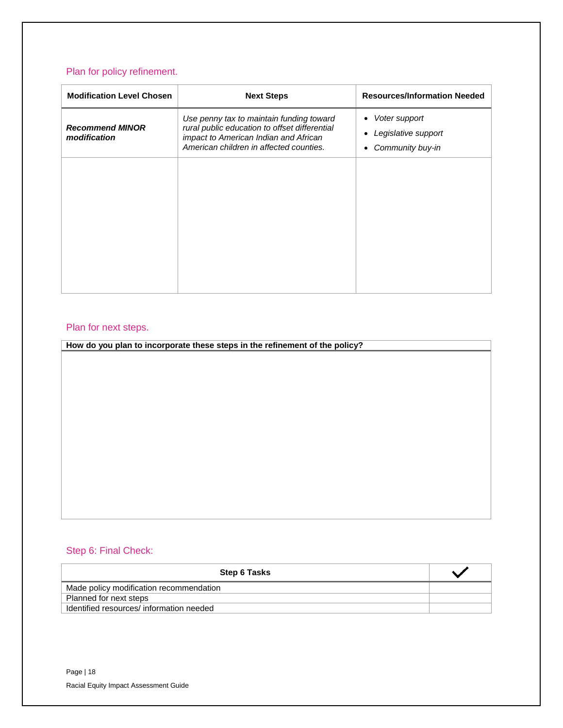## Plan for policy refinement.

| Modification Level Chosen | Next Steps | Resources/Information Needed |
|---|---|---|
| ***Recommend MINOR modification*** | *Use penny tax to maintain funding toward rural public education to offset differential impact to American Indian and African American children in affected counties.* | • *Voter support*<br>• *Legislative support*<br>• *Community buy-in* |
| | | |

## Plan for next steps.

| How do you plan to incorporate these steps in the refinement of the policy? |
|---|
| |

## Step 6: Final Check:

| Step 6 Tasks | ✓ |
|---|---|
| Made policy modification recommendation | |
| Planned for next steps | |
| Identified resources/ information needed | |